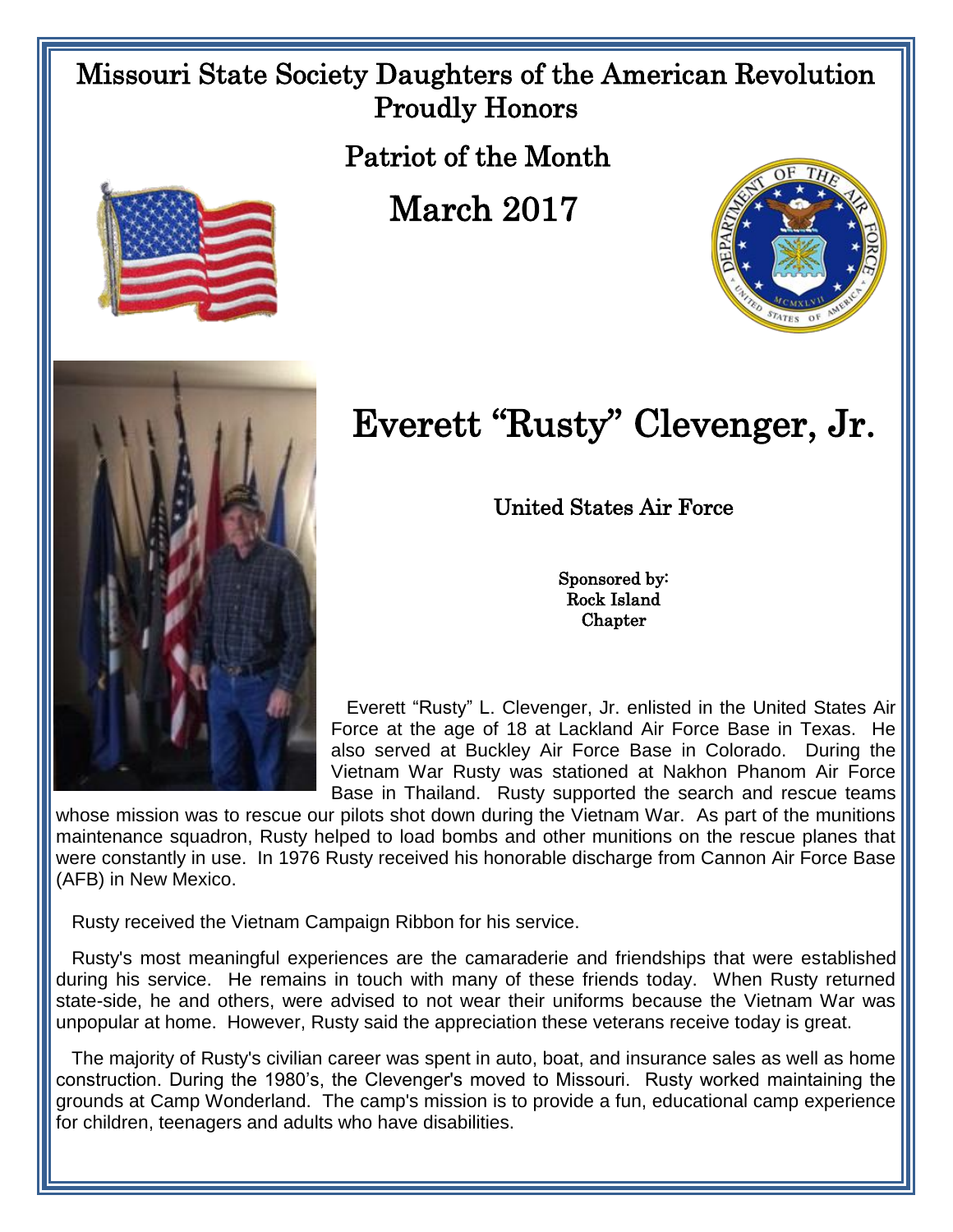# Missouri State Society Daughters of the American Revolution Proudly Honors

## Patriot of the Month

## March 2017

# Everett "Rusty" Clevenger, Jr.

### United States Air Force

**Sponsored by:**
**Rock Island Chapter**

Everett "Rusty" L. Clevenger, Jr. enlisted in the United States Air Force at the age of 18 at Lackland Air Force Base in Texas. He also served at Buckley Air Force Base in Colorado. During the Vietnam War Rusty was stationed at Nakhon Phanom Air Force Base in Thailand. Rusty supported the search and rescue teams whose mission was to rescue our pilots shot down during the Vietnam War. As part of the munitions maintenance squadron, Rusty helped to load bombs and other munitions on the rescue planes that were constantly in use. In 1976 Rusty received his honorable discharge from Cannon Air Force Base (AFB) in New Mexico.

Rusty received the Vietnam Campaign Ribbon for his service.

Rusty's most meaningful experiences are the camaraderie and friendships that were established during his service. He remains in touch with many of these friends today. When Rusty returned state-side, he and others, were advised to not wear their uniforms because the Vietnam War was unpopular at home. However, Rusty said the appreciation these veterans receive today is great.

The majority of Rusty's civilian career was spent in auto, boat, and insurance sales as well as home construction. During the 1980's, the Clevenger's moved to Missouri. Rusty worked maintaining the grounds at Camp Wonderland. The camp's mission is to provide a fun, educational camp experience for children, teenagers and adults who have disabilities.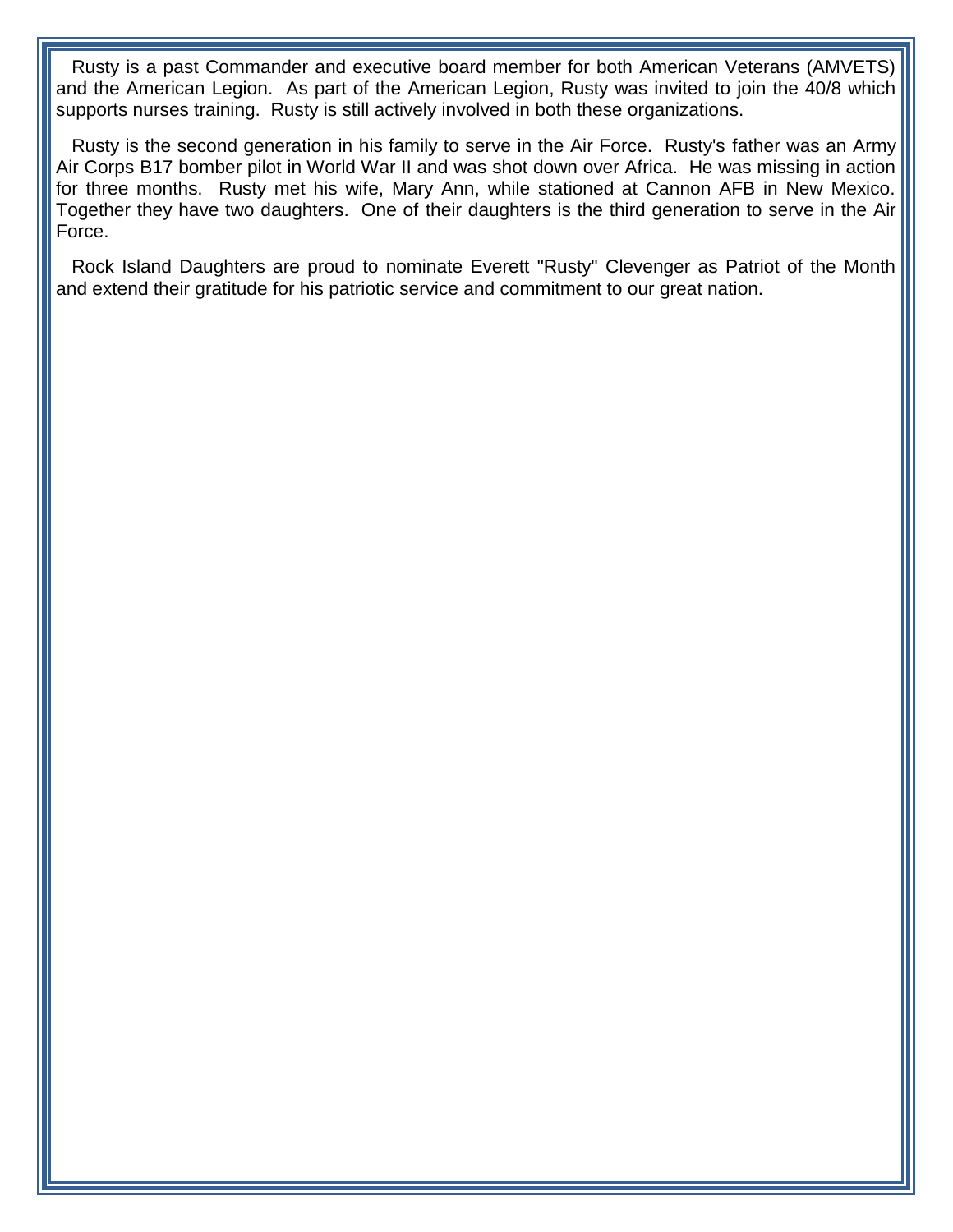Rusty is a past Commander and executive board member for both American Veterans (AMVETS) and the American Legion. As part of the American Legion, Rusty was invited to join the 40/8 which supports nurses training. Rusty is still actively involved in both these organizations.

Rusty is the second generation in his family to serve in the Air Force. Rusty's father was an Army Air Corps B17 bomber pilot in World War II and was shot down over Africa. He was missing in action for three months. Rusty met his wife, Mary Ann, while stationed at Cannon AFB in New Mexico. Together they have two daughters. One of their daughters is the third generation to serve in the Air Force.

Rock Island Daughters are proud to nominate Everett "Rusty" Clevenger as Patriot of the Month and extend their gratitude for his patriotic service and commitment to our great nation.